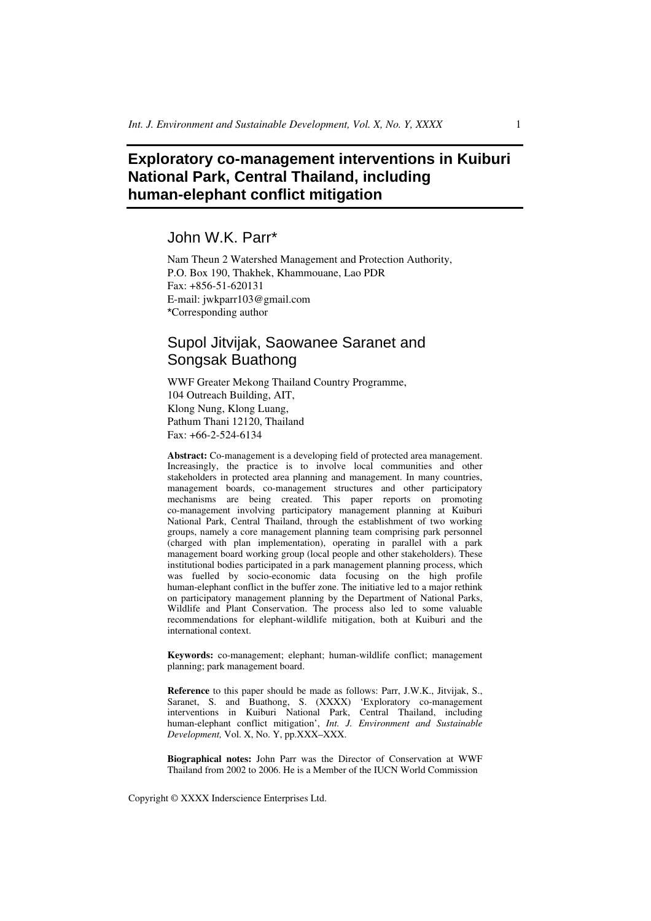# Exploratory co-management interventions in Kuiburi National Park, Central Thailand, including human-elephant conflict mitigation

## John W.K. Parr*

Nam Theun 2 Watershed Management and Protection Authority,
P.O. Box 190, Thakhek, Khammouane, Lao PDR
Fax: +856-51-620131
E-mail: jwkparr103@gmail.com
*Corresponding author

## Supol Jitvijak, Saowanee Saranet and Songsak Buathong

WWF Greater Mekong Thailand Country Programme,
104 Outreach Building, AIT,
Klong Nung, Klong Luang,
Pathum Thani 12120, Thailand
Fax: +66-2-524-6134

**Abstract:** Co-management is a developing field of protected area management. Increasingly, the practice is to involve local communities and other stakeholders in protected area planning and management. In many countries, management boards, co-management structures and other participatory mechanisms are being created. This paper reports on promoting co-management involving participatory management planning at Kuiburi National Park, Central Thailand, through the establishment of two working groups, namely a core management planning team comprising park personnel (charged with plan implementation), operating in parallel with a park management board working group (local people and other stakeholders). These institutional bodies participated in a park management planning process, which was fuelled by socio-economic data focusing on the high profile human-elephant conflict in the buffer zone. The initiative led to a major rethink on participatory management planning by the Department of National Parks, Wildlife and Plant Conservation. The process also led to some valuable recommendations for elephant-wildlife mitigation, both at Kuiburi and the international context.

**Keywords:** co-management; elephant; human-wildlife conflict; management planning; park management board.

**Reference** to this paper should be made as follows: Parr, J.W.K., Jitvijak, S., Saranet, S. and Buathong, S. (XXXX) 'Exploratory co-management interventions in Kuiburi National Park, Central Thailand, including human-elephant conflict mitigation', *Int. J. Environment and Sustainable Development,* Vol. X, No. Y, pp.XXX–XXX.

**Biographical notes:** John Parr was the Director of Conservation at WWF Thailand from 2002 to 2006. He is a Member of the IUCN World Commission

Copyright © XXXX Inderscience Enterprises Ltd.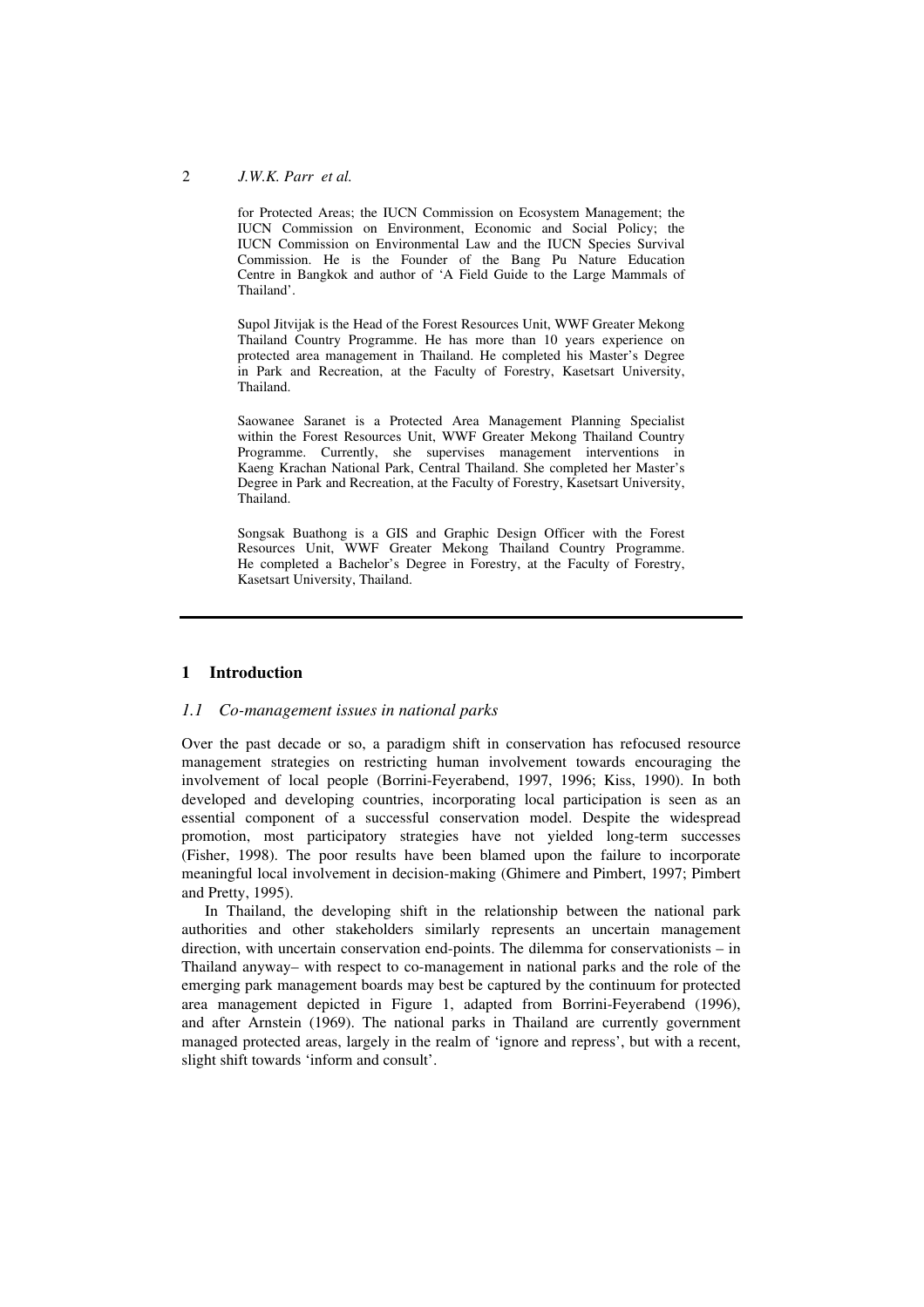for Protected Areas; the IUCN Commission on Ecosystem Management; the IUCN Commission on Environment, Economic and Social Policy; the IUCN Commission on Environmental Law and the IUCN Species Survival Commission. He is the Founder of the Bang Pu Nature Education Centre in Bangkok and author of 'A Field Guide to the Large Mammals of Thailand'.

Supol Jitvijak is the Head of the Forest Resources Unit, WWF Greater Mekong Thailand Country Programme. He has more than 10 years experience on protected area management in Thailand. He completed his Master's Degree in Park and Recreation, at the Faculty of Forestry, Kasetsart University, Thailand.

Saowanee Saranet is a Protected Area Management Planning Specialist within the Forest Resources Unit, WWF Greater Mekong Thailand Country Programme. Currently, she supervises management interventions in Kaeng Krachan National Park, Central Thailand. She completed her Master's Degree in Park and Recreation, at the Faculty of Forestry, Kasetsart University, Thailand.

Songsak Buathong is a GIS and Graphic Design Officer with the Forest Resources Unit, WWF Greater Mekong Thailand Country Programme. He completed a Bachelor's Degree in Forestry, at the Faculty of Forestry, Kasetsart University, Thailand.

---

## 1 Introduction

### *1.1 Co-management issues in national parks*

Over the past decade or so, a paradigm shift in conservation has refocused resource management strategies on restricting human involvement towards encouraging the involvement of local people (Borrini-Feyerabend, 1997, 1996; Kiss, 1990). In both developed and developing countries, incorporating local participation is seen as an essential component of a successful conservation model. Despite the widespread promotion, most participatory strategies have not yielded long-term successes (Fisher, 1998). The poor results have been blamed upon the failure to incorporate meaningful local involvement in decision-making (Ghimere and Pimbert, 1997; Pimbert and Pretty, 1995).

In Thailand, the developing shift in the relationship between the national park authorities and other stakeholders similarly represents an uncertain management direction, with uncertain conservation end-points. The dilemma for conservationists – in Thailand anyway– with respect to co-management in national parks and the role of the emerging park management boards may best be captured by the continuum for protected area management depicted in Figure 1, adapted from Borrini-Feyerabend (1996), and after Arnstein (1969). The national parks in Thailand are currently government managed protected areas, largely in the realm of 'ignore and repress', but with a recent, slight shift towards 'inform and consult'.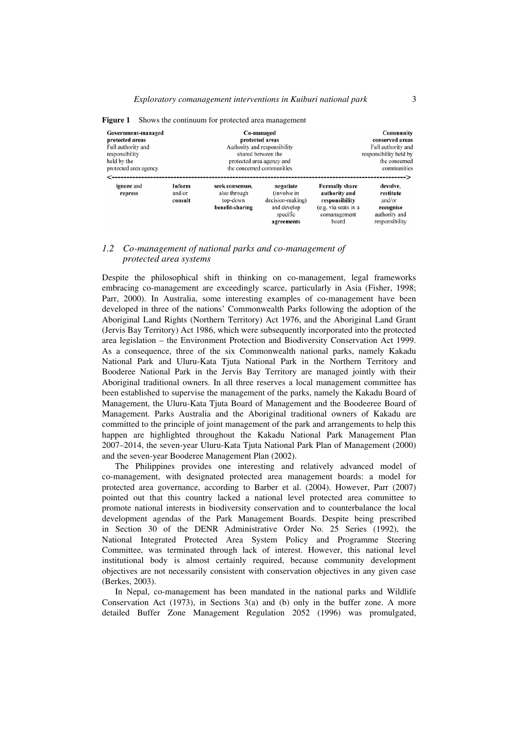**Figure 1** Shows the continuum for protected area management

| Government-managed protected areas<br>Full authority and responsibility held by the protected area agency | | Co-managed protected areas<br>Authority and responsibility shared between the protected area agency and the concerned communities | | | Community conserved areas<br>Full authority and responsibility held by the concerned communities |
|---|---|---|---|---|---|
| <------------------------------------------------------------------------------------------------> | | | | | |
| **ignore** and **repress** | **Inform** and/or **consult** | **seek consensus**, also through top-down **benefit-sharing** | **negotiate** (involve in decision-making) and develop specific **agreements** | **Formally share authority and responsibility** (e.g. via seats in a comanagement board) | **devolve**, **restitute** and/or **recognise** authority and responsibility |

### *1.2 Co-management of national parks and co-management of protected area systems*

Despite the philosophical shift in thinking on co-management, legal frameworks embracing co-management are exceedingly scarce, particularly in Asia (Fisher, 1998; Parr, 2000). In Australia, some interesting examples of co-management have been developed in three of the nations' Commonwealth Parks following the adoption of the Aboriginal Land Rights (Northern Territory) Act 1976, and the Aboriginal Land Grant (Jervis Bay Territory) Act 1986, which were subsequently incorporated into the protected area legislation – the Environment Protection and Biodiversity Conservation Act 1999. As a consequence, three of the six Commonwealth national parks, namely Kakadu National Park and Uluru-Kata Tjuta National Park in the Northern Territory and Booderee National Park in the Jervis Bay Territory are managed jointly with their Aboriginal traditional owners. In all three reserves a local management committee has been established to supervise the management of the parks, namely the Kakadu Board of Management, the Uluru-Kata Tjuta Board of Management and the Boodeeree Board of Management. Parks Australia and the Aboriginal traditional owners of Kakadu are committed to the principle of joint management of the park and arrangements to help this happen are highlighted throughout the Kakadu National Park Management Plan 2007–2014, the seven-year Uluru-Kata Tjuta National Park Plan of Management (2000) and the seven-year Booderee Management Plan (2002).

The Philippines provides one interesting and relatively advanced model of co-management, with designated protected area management boards: a model for protected area governance, according to Barber et al. (2004). However, Parr (2007) pointed out that this country lacked a national level protected area committee to promote national interests in biodiversity conservation and to counterbalance the local development agendas of the Park Management Boards. Despite being prescribed in Section 30 of the DENR Administrative Order No. 25 Series (1992), the National Integrated Protected Area System Policy and Programme Steering Committee, was terminated through lack of interest. However, this national level institutional body is almost certainly required, because community development objectives are not necessarily consistent with conservation objectives in any given case (Berkes, 2003).

In Nepal, co-management has been mandated in the national parks and Wildlife Conservation Act (1973), in Sections 3(a) and (b) only in the buffer zone. A more detailed Buffer Zone Management Regulation 2052 (1996) was promulgated,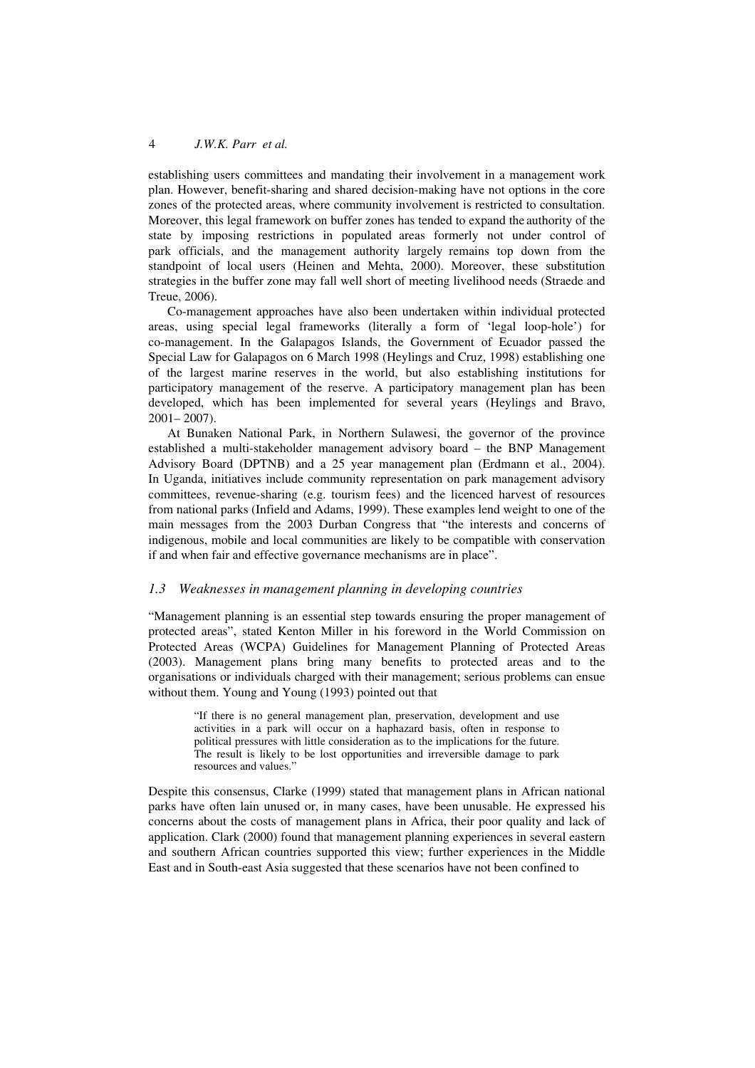establishing users committees and mandating their involvement in a management work plan. However, benefit-sharing and shared decision-making have not options in the core zones of the protected areas, where community involvement is restricted to consultation. Moreover, this legal framework on buffer zones has tended to expand the authority of the state by imposing restrictions in populated areas formerly not under control of park officials, and the management authority largely remains top down from the standpoint of local users (Heinen and Mehta, 2000). Moreover, these substitution strategies in the buffer zone may fall well short of meeting livelihood needs (Straede and Treue, 2006).

Co-management approaches have also been undertaken within individual protected areas, using special legal frameworks (literally a form of 'legal loop-hole') for co-management. In the Galapagos Islands, the Government of Ecuador passed the Special Law for Galapagos on 6 March 1998 (Heylings and Cruz, 1998) establishing one of the largest marine reserves in the world, but also establishing institutions for participatory management of the reserve. A participatory management plan has been developed, which has been implemented for several years (Heylings and Bravo, 2001– 2007).

At Bunaken National Park, in Northern Sulawesi, the governor of the province established a multi-stakeholder management advisory board – the BNP Management Advisory Board (DPTNB) and a 25 year management plan (Erdmann et al., 2004). In Uganda, initiatives include community representation on park management advisory committees, revenue-sharing (e.g. tourism fees) and the licenced harvest of resources from national parks (Infield and Adams, 1999). These examples lend weight to one of the main messages from the 2003 Durban Congress that "the interests and concerns of indigenous, mobile and local communities are likely to be compatible with conservation if and when fair and effective governance mechanisms are in place".

### *1.3 Weaknesses in management planning in developing countries*

"Management planning is an essential step towards ensuring the proper management of protected areas", stated Kenton Miller in his foreword in the World Commission on Protected Areas (WCPA) Guidelines for Management Planning of Protected Areas (2003). Management plans bring many benefits to protected areas and to the organisations or individuals charged with their management; serious problems can ensue without them. Young and Young (1993) pointed out that

> "If there is no general management plan, preservation, development and use activities in a park will occur on a haphazard basis, often in response to political pressures with little consideration as to the implications for the future. The result is likely to be lost opportunities and irreversible damage to park resources and values."

Despite this consensus, Clarke (1999) stated that management plans in African national parks have often lain unused or, in many cases, have been unusable. He expressed his concerns about the costs of management plans in Africa, their poor quality and lack of application. Clark (2000) found that management planning experiences in several eastern and southern African countries supported this view; further experiences in the Middle East and in South-east Asia suggested that these scenarios have not been confined to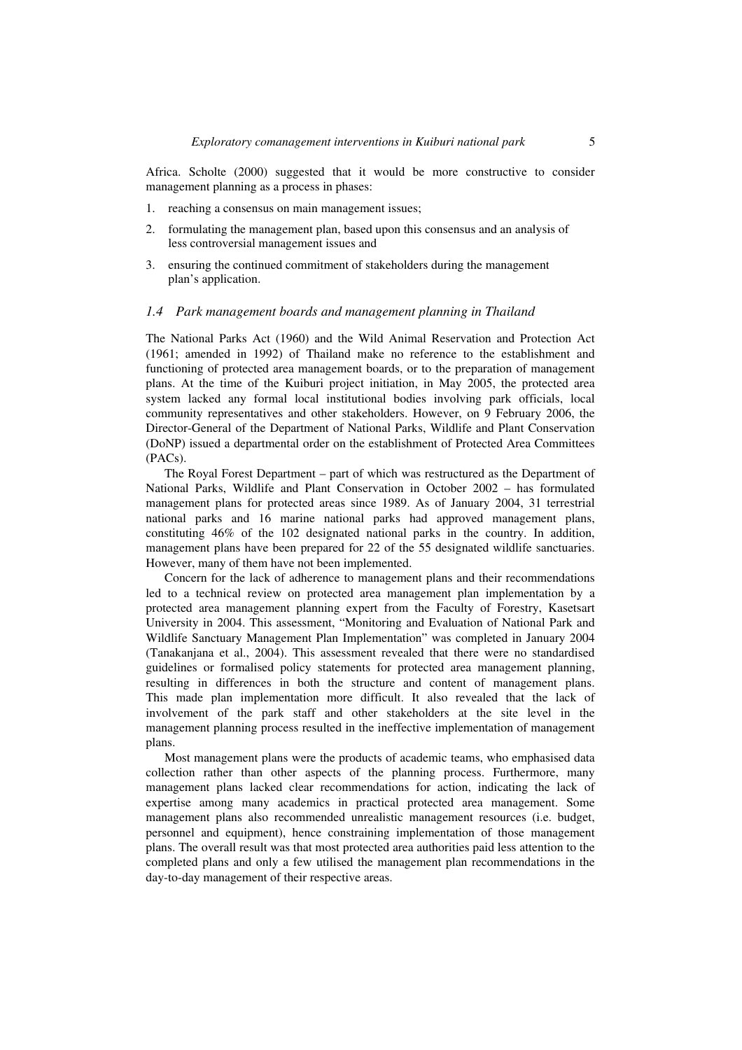Africa. Scholte (2000) suggested that it would be more constructive to consider management planning as a process in phases:

1. reaching a consensus on main management issues;
2. formulating the management plan, based upon this consensus and an analysis of less controversial management issues and
3. ensuring the continued commitment of stakeholders during the management plan's application.

### *1.4 Park management boards and management planning in Thailand*

The National Parks Act (1960) and the Wild Animal Reservation and Protection Act (1961; amended in 1992) of Thailand make no reference to the establishment and functioning of protected area management boards, or to the preparation of management plans. At the time of the Kuiburi project initiation, in May 2005, the protected area system lacked any formal local institutional bodies involving park officials, local community representatives and other stakeholders. However, on 9 February 2006, the Director-General of the Department of National Parks, Wildlife and Plant Conservation (DoNP) issued a departmental order on the establishment of Protected Area Committees (PACs).

The Royal Forest Department – part of which was restructured as the Department of National Parks, Wildlife and Plant Conservation in October 2002 – has formulated management plans for protected areas since 1989. As of January 2004, 31 terrestrial national parks and 16 marine national parks had approved management plans, constituting 46% of the 102 designated national parks in the country. In addition, management plans have been prepared for 22 of the 55 designated wildlife sanctuaries. However, many of them have not been implemented.

Concern for the lack of adherence to management plans and their recommendations led to a technical review on protected area management plan implementation by a protected area management planning expert from the Faculty of Forestry, Kasetsart University in 2004. This assessment, "Monitoring and Evaluation of National Park and Wildlife Sanctuary Management Plan Implementation" was completed in January 2004 (Tanakanjana et al., 2004). This assessment revealed that there were no standardised guidelines or formalised policy statements for protected area management planning, resulting in differences in both the structure and content of management plans. This made plan implementation more difficult. It also revealed that the lack of involvement of the park staff and other stakeholders at the site level in the management planning process resulted in the ineffective implementation of management plans.

Most management plans were the products of academic teams, who emphasised data collection rather than other aspects of the planning process. Furthermore, many management plans lacked clear recommendations for action, indicating the lack of expertise among many academics in practical protected area management. Some management plans also recommended unrealistic management resources (i.e. budget, personnel and equipment), hence constraining implementation of those management plans. The overall result was that most protected area authorities paid less attention to the completed plans and only a few utilised the management plan recommendations in the day-to-day management of their respective areas.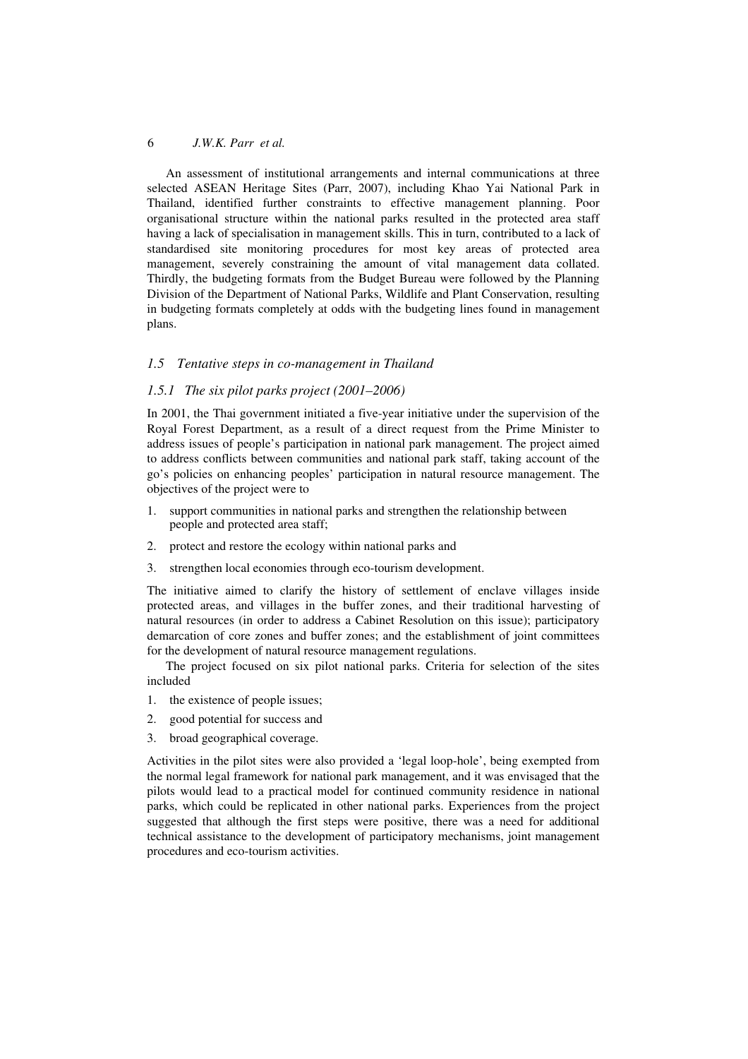An assessment of institutional arrangements and internal communications at three selected ASEAN Heritage Sites (Parr, 2007), including Khao Yai National Park in Thailand, identified further constraints to effective management planning. Poor organisational structure within the national parks resulted in the protected area staff having a lack of specialisation in management skills. This in turn, contributed to a lack of standardised site monitoring procedures for most key areas of protected area management, severely constraining the amount of vital management data collated. Thirdly, the budgeting formats from the Budget Bureau were followed by the Planning Division of the Department of National Parks, Wildlife and Plant Conservation, resulting in budgeting formats completely at odds with the budgeting lines found in management plans.

### *1.5 Tentative steps in co-management in Thailand*

#### *1.5.1 The six pilot parks project (2001–2006)*

In 2001, the Thai government initiated a five-year initiative under the supervision of the Royal Forest Department, as a result of a direct request from the Prime Minister to address issues of people's participation in national park management. The project aimed to address conflicts between communities and national park staff, taking account of the go's policies on enhancing peoples' participation in natural resource management. The objectives of the project were to

1. support communities in national parks and strengthen the relationship between people and protected area staff;
2. protect and restore the ecology within national parks and
3. strengthen local economies through eco-tourism development.

The initiative aimed to clarify the history of settlement of enclave villages inside protected areas, and villages in the buffer zones, and their traditional harvesting of natural resources (in order to address a Cabinet Resolution on this issue); participatory demarcation of core zones and buffer zones; and the establishment of joint committees for the development of natural resource management regulations.

The project focused on six pilot national parks. Criteria for selection of the sites included

1. the existence of people issues;
2. good potential for success and
3. broad geographical coverage.

Activities in the pilot sites were also provided a 'legal loop-hole', being exempted from the normal legal framework for national park management, and it was envisaged that the pilots would lead to a practical model for continued community residence in national parks, which could be replicated in other national parks. Experiences from the project suggested that although the first steps were positive, there was a need for additional technical assistance to the development of participatory mechanisms, joint management procedures and eco-tourism activities.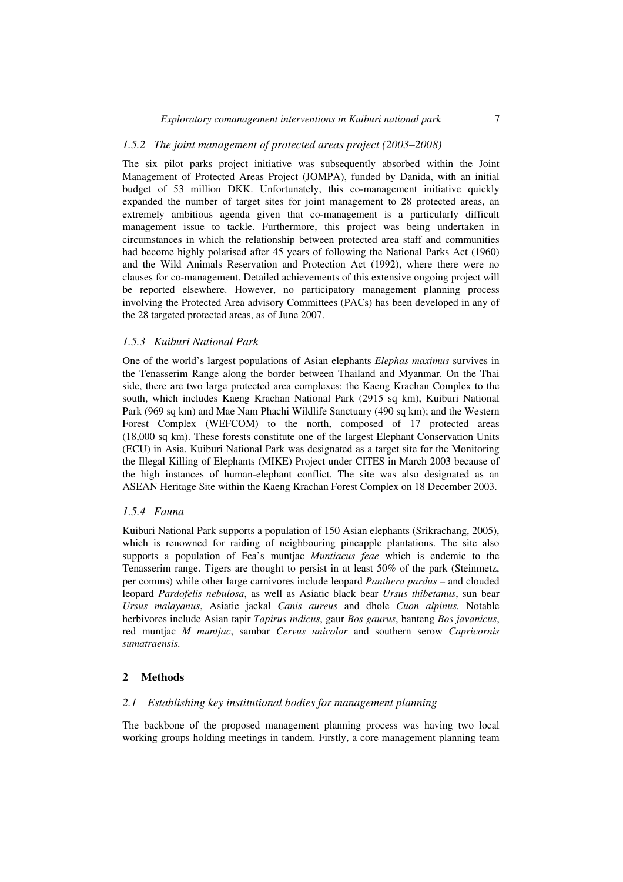### 1.5.2 The joint management of protected areas project (2003–2008)

The six pilot parks project initiative was subsequently absorbed within the Joint Management of Protected Areas Project (JOMPA), funded by Danida, with an initial budget of 53 million DKK. Unfortunately, this co-management initiative quickly expanded the number of target sites for joint management to 28 protected areas, an extremely ambitious agenda given that co-management is a particularly difficult management issue to tackle. Furthermore, this project was being undertaken in circumstances in which the relationship between protected area staff and communities had become highly polarised after 45 years of following the National Parks Act (1960) and the Wild Animals Reservation and Protection Act (1992), where there were no clauses for co-management. Detailed achievements of this extensive ongoing project will be reported elsewhere. However, no participatory management planning process involving the Protected Area advisory Committees (PACs) has been developed in any of the 28 targeted protected areas, as of June 2007.

### 1.5.3 Kuiburi National Park

One of the world's largest populations of Asian elephants *Elephas maximus* survives in the Tenasserim Range along the border between Thailand and Myanmar. On the Thai side, there are two large protected area complexes: the Kaeng Krachan Complex to the south, which includes Kaeng Krachan National Park (2915 sq km), Kuiburi National Park (969 sq km) and Mae Nam Phachi Wildlife Sanctuary (490 sq km); and the Western Forest Complex (WEFCOM) to the north, composed of 17 protected areas (18,000 sq km). These forests constitute one of the largest Elephant Conservation Units (ECU) in Asia. Kuiburi National Park was designated as a target site for the Monitoring the Illegal Killing of Elephants (MIKE) Project under CITES in March 2003 because of the high instances of human-elephant conflict. The site was also designated as an ASEAN Heritage Site within the Kaeng Krachan Forest Complex on 18 December 2003.

### 1.5.4 Fauna

Kuiburi National Park supports a population of 150 Asian elephants (Srikrachang, 2005), which is renowned for raiding of neighbouring pineapple plantations. The site also supports a population of Fea's muntjac *Muntiacus feae* which is endemic to the Tenasserim range. Tigers are thought to persist in at least 50% of the park (Steinmetz, per comms) while other large carnivores include leopard *Panthera pardus* – and clouded leopard *Pardofelis nebulosa*, as well as Asiatic black bear *Ursus thibetanus*, sun bear *Ursus malayanus*, Asiatic jackal *Canis aureus* and dhole *Cuon alpinus.* Notable herbivores include Asian tapir *Tapirus indicus*, gaur *Bos gaurus*, banteng *Bos javanicus*, red muntjac *M muntjac*, sambar *Cervus unicolor* and southern serow *Capricornis sumatraensis.*

## 2 Methods

### 2.1 Establishing key institutional bodies for management planning

The backbone of the proposed management planning process was having two local working groups holding meetings in tandem. Firstly, a core management planning team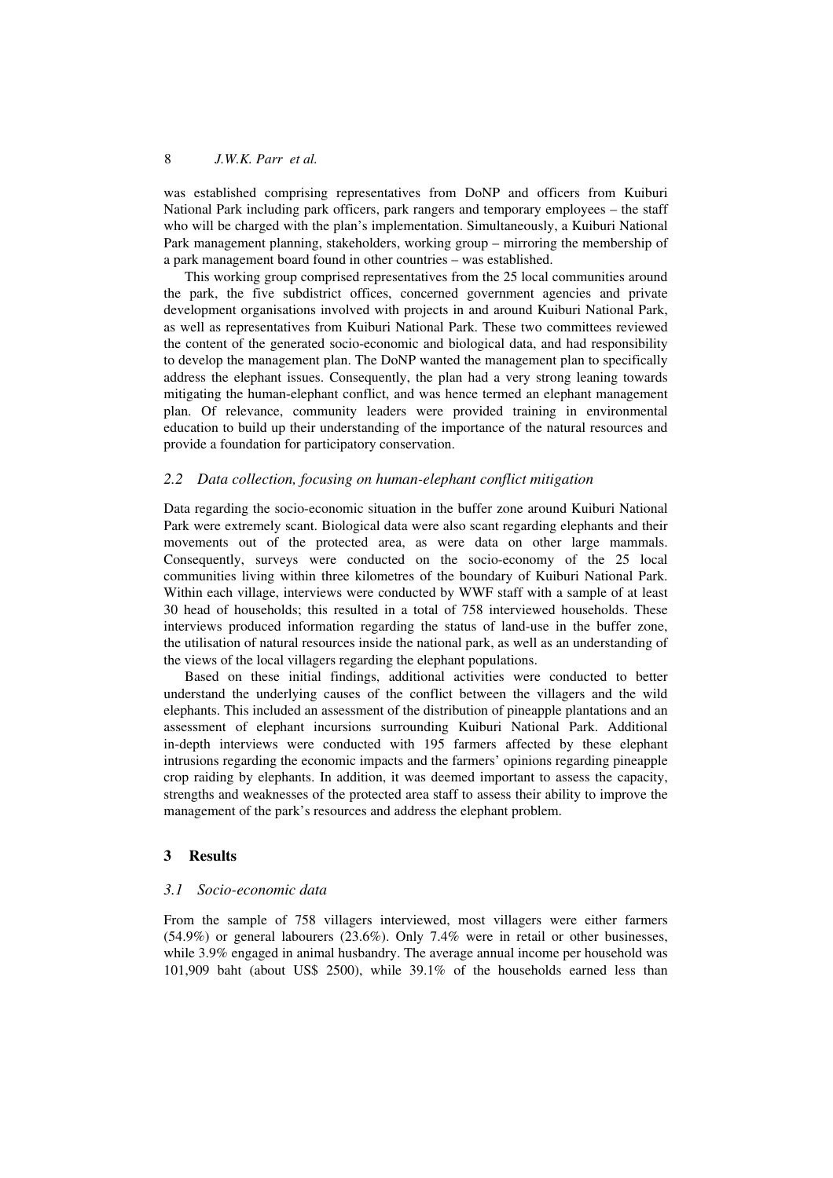was established comprising representatives from DoNP and officers from Kuiburi National Park including park officers, park rangers and temporary employees – the staff who will be charged with the plan's implementation. Simultaneously, a Kuiburi National Park management planning, stakeholders, working group – mirroring the membership of a park management board found in other countries – was established.

This working group comprised representatives from the 25 local communities around the park, the five subdistrict offices, concerned government agencies and private development organisations involved with projects in and around Kuiburi National Park, as well as representatives from Kuiburi National Park. These two committees reviewed the content of the generated socio-economic and biological data, and had responsibility to develop the management plan. The DoNP wanted the management plan to specifically address the elephant issues. Consequently, the plan had a very strong leaning towards mitigating the human-elephant conflict, and was hence termed an elephant management plan. Of relevance, community leaders were provided training in environmental education to build up their understanding of the importance of the natural resources and provide a foundation for participatory conservation.

### *2.2 Data collection, focusing on human-elephant conflict mitigation*

Data regarding the socio-economic situation in the buffer zone around Kuiburi National Park were extremely scant. Biological data were also scant regarding elephants and their movements out of the protected area, as were data on other large mammals. Consequently, surveys were conducted on the socio-economy of the 25 local communities living within three kilometres of the boundary of Kuiburi National Park. Within each village, interviews were conducted by WWF staff with a sample of at least 30 head of households; this resulted in a total of 758 interviewed households. These interviews produced information regarding the status of land-use in the buffer zone, the utilisation of natural resources inside the national park, as well as an understanding of the views of the local villagers regarding the elephant populations.

Based on these initial findings, additional activities were conducted to better understand the underlying causes of the conflict between the villagers and the wild elephants. This included an assessment of the distribution of pineapple plantations and an assessment of elephant incursions surrounding Kuiburi National Park. Additional in-depth interviews were conducted with 195 farmers affected by these elephant intrusions regarding the economic impacts and the farmers' opinions regarding pineapple crop raiding by elephants. In addition, it was deemed important to assess the capacity, strengths and weaknesses of the protected area staff to assess their ability to improve the management of the park's resources and address the elephant problem.

## 3 Results

### *3.1 Socio-economic data*

From the sample of 758 villagers interviewed, most villagers were either farmers (54.9%) or general labourers (23.6%). Only 7.4% were in retail or other businesses, while 3.9% engaged in animal husbandry. The average annual income per household was 101,909 baht (about US$ 2500), while 39.1% of the households earned less than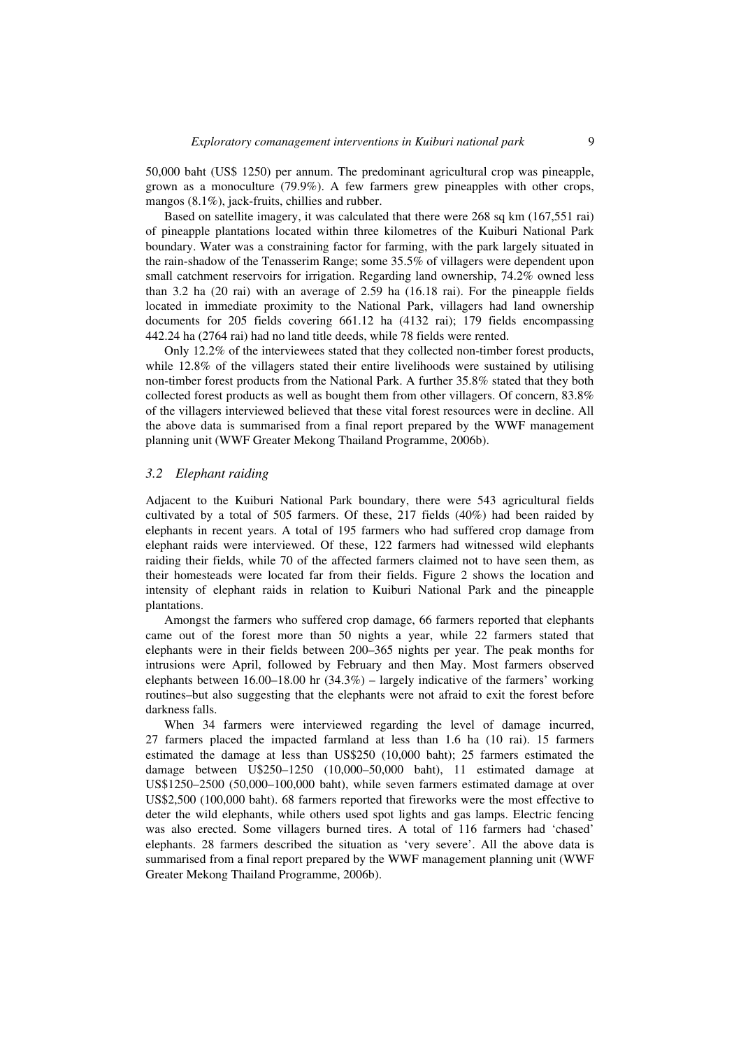50,000 baht (US$ 1250) per annum. The predominant agricultural crop was pineapple, grown as a monoculture (79.9%). A few farmers grew pineapples with other crops, mangos (8.1%), jack-fruits, chillies and rubber.

Based on satellite imagery, it was calculated that there were 268 sq km (167,551 rai) of pineapple plantations located within three kilometres of the Kuiburi National Park boundary. Water was a constraining factor for farming, with the park largely situated in the rain-shadow of the Tenasserim Range; some 35.5% of villagers were dependent upon small catchment reservoirs for irrigation. Regarding land ownership, 74.2% owned less than 3.2 ha (20 rai) with an average of 2.59 ha (16.18 rai). For the pineapple fields located in immediate proximity to the National Park, villagers had land ownership documents for 205 fields covering 661.12 ha (4132 rai); 179 fields encompassing 442.24 ha (2764 rai) had no land title deeds, while 78 fields were rented.

Only 12.2% of the interviewees stated that they collected non-timber forest products, while 12.8% of the villagers stated their entire livelihoods were sustained by utilising non-timber forest products from the National Park. A further 35.8% stated that they both collected forest products as well as bought them from other villagers. Of concern, 83.8% of the villagers interviewed believed that these vital forest resources were in decline. All the above data is summarised from a final report prepared by the WWF management planning unit (WWF Greater Mekong Thailand Programme, 2006b).

### *3.2 Elephant raiding*

Adjacent to the Kuiburi National Park boundary, there were 543 agricultural fields cultivated by a total of 505 farmers. Of these, 217 fields (40%) had been raided by elephants in recent years. A total of 195 farmers who had suffered crop damage from elephant raids were interviewed. Of these, 122 farmers had witnessed wild elephants raiding their fields, while 70 of the affected farmers claimed not to have seen them, as their homesteads were located far from their fields. Figure 2 shows the location and intensity of elephant raids in relation to Kuiburi National Park and the pineapple plantations.

Amongst the farmers who suffered crop damage, 66 farmers reported that elephants came out of the forest more than 50 nights a year, while 22 farmers stated that elephants were in their fields between 200–365 nights per year. The peak months for intrusions were April, followed by February and then May. Most farmers observed elephants between 16.00–18.00 hr (34.3%) – largely indicative of the farmers' working routines–but also suggesting that the elephants were not afraid to exit the forest before darkness falls.

When 34 farmers were interviewed regarding the level of damage incurred, 27 farmers placed the impacted farmland at less than 1.6 ha (10 rai). 15 farmers estimated the damage at less than US$250 (10,000 baht); 25 farmers estimated the damage between U$250–1250 (10,000–50,000 baht), 11 estimated damage at US$1250–2500 (50,000–100,000 baht), while seven farmers estimated damage at over US$2,500 (100,000 baht). 68 farmers reported that fireworks were the most effective to deter the wild elephants, while others used spot lights and gas lamps. Electric fencing was also erected. Some villagers burned tires. A total of 116 farmers had 'chased' elephants. 28 farmers described the situation as 'very severe'. All the above data is summarised from a final report prepared by the WWF management planning unit (WWF Greater Mekong Thailand Programme, 2006b).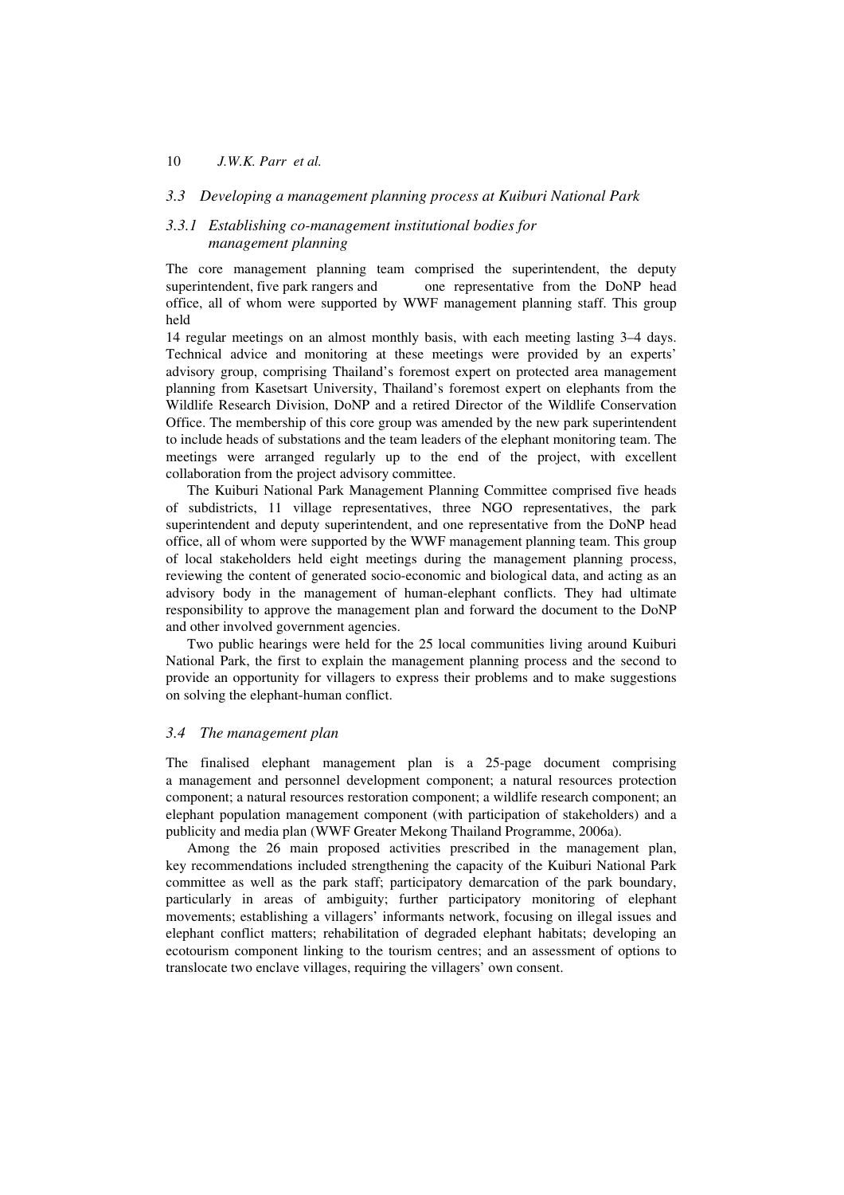### 3.3 Developing a management planning process at Kuiburi National Park

#### 3.3.1 Establishing co-management institutional bodies for management planning

The core management planning team comprised the superintendent, the deputy superintendent, five park rangers and one representative from the DoNP head office, all of whom were supported by WWF management planning staff. This group held 14 regular meetings on an almost monthly basis, with each meeting lasting 3–4 days. Technical advice and monitoring at these meetings were provided by an experts' advisory group, comprising Thailand's foremost expert on protected area management planning from Kasetsart University, Thailand's foremost expert on elephants from the Wildlife Research Division, DoNP and a retired Director of the Wildlife Conservation Office. The membership of this core group was amended by the new park superintendent to include heads of substations and the team leaders of the elephant monitoring team. The meetings were arranged regularly up to the end of the project, with excellent collaboration from the project advisory committee.

The Kuiburi National Park Management Planning Committee comprised five heads of subdistricts, 11 village representatives, three NGO representatives, the park superintendent and deputy superintendent, and one representative from the DoNP head office, all of whom were supported by the WWF management planning team. This group of local stakeholders held eight meetings during the management planning process, reviewing the content of generated socio-economic and biological data, and acting as an advisory body in the management of human-elephant conflicts. They had ultimate responsibility to approve the management plan and forward the document to the DoNP and other involved government agencies.

Two public hearings were held for the 25 local communities living around Kuiburi National Park, the first to explain the management planning process and the second to provide an opportunity for villagers to express their problems and to make suggestions on solving the elephant-human conflict.

### 3.4 The management plan

The finalised elephant management plan is a 25-page document comprising a management and personnel development component; a natural resources protection component; a natural resources restoration component; a wildlife research component; an elephant population management component (with participation of stakeholders) and a publicity and media plan (WWF Greater Mekong Thailand Programme, 2006a).

Among the 26 main proposed activities prescribed in the management plan, key recommendations included strengthening the capacity of the Kuiburi National Park committee as well as the park staff; participatory demarcation of the park boundary, particularly in areas of ambiguity; further participatory monitoring of elephant movements; establishing a villagers' informants network, focusing on illegal issues and elephant conflict matters; rehabilitation of degraded elephant habitats; developing an ecotourism component linking to the tourism centres; and an assessment of options to translocate two enclave villages, requiring the villagers' own consent.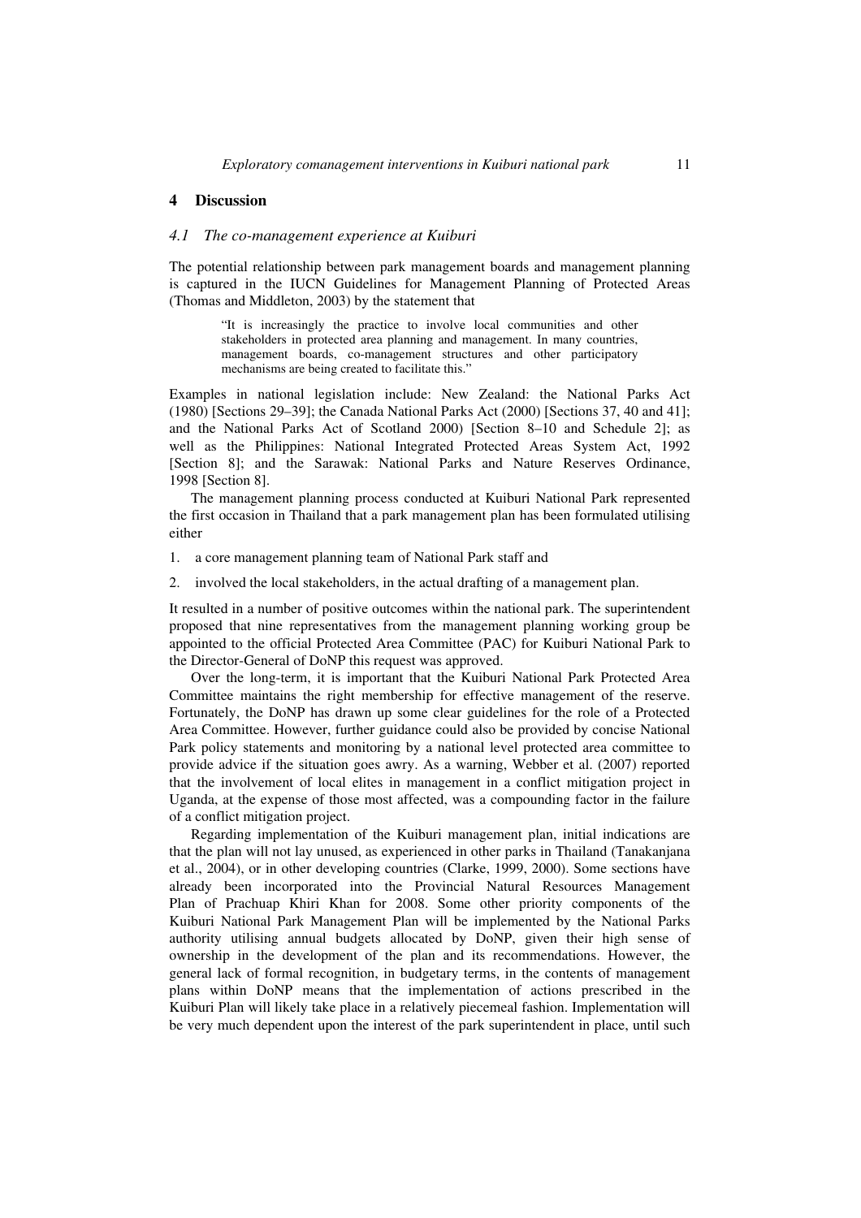## 4 Discussion

### *4.1 The co-management experience at Kuiburi*

The potential relationship between park management boards and management planning is captured in the IUCN Guidelines for Management Planning of Protected Areas (Thomas and Middleton, 2003) by the statement that

> "It is increasingly the practice to involve local communities and other stakeholders in protected area planning and management. In many countries, management boards, co-management structures and other participatory mechanisms are being created to facilitate this."

Examples in national legislation include: New Zealand: the National Parks Act (1980) [Sections 29–39]; the Canada National Parks Act (2000) [Sections 37, 40 and 41]; and the National Parks Act of Scotland 2000) [Section 8–10 and Schedule 2]; as well as the Philippines: National Integrated Protected Areas System Act, 1992 [Section 8]; and the Sarawak: National Parks and Nature Reserves Ordinance, 1998 [Section 8].

The management planning process conducted at Kuiburi National Park represented the first occasion in Thailand that a park management plan has been formulated utilising either

1. a core management planning team of National Park staff and
2. involved the local stakeholders, in the actual drafting of a management plan.

It resulted in a number of positive outcomes within the national park. The superintendent proposed that nine representatives from the management planning working group be appointed to the official Protected Area Committee (PAC) for Kuiburi National Park to the Director-General of DoNP this request was approved.

Over the long-term, it is important that the Kuiburi National Park Protected Area Committee maintains the right membership for effective management of the reserve. Fortunately, the DoNP has drawn up some clear guidelines for the role of a Protected Area Committee. However, further guidance could also be provided by concise National Park policy statements and monitoring by a national level protected area committee to provide advice if the situation goes awry. As a warning, Webber et al. (2007) reported that the involvement of local elites in management in a conflict mitigation project in Uganda, at the expense of those most affected, was a compounding factor in the failure of a conflict mitigation project.

Regarding implementation of the Kuiburi management plan, initial indications are that the plan will not lay unused, as experienced in other parks in Thailand (Tanakanjana et al., 2004), or in other developing countries (Clarke, 1999, 2000). Some sections have already been incorporated into the Provincial Natural Resources Management Plan of Prachuap Khiri Khan for 2008. Some other priority components of the Kuiburi National Park Management Plan will be implemented by the National Parks authority utilising annual budgets allocated by DoNP, given their high sense of ownership in the development of the plan and its recommendations. However, the general lack of formal recognition, in budgetary terms, in the contents of management plans within DoNP means that the implementation of actions prescribed in the Kuiburi Plan will likely take place in a relatively piecemeal fashion. Implementation will be very much dependent upon the interest of the park superintendent in place, until such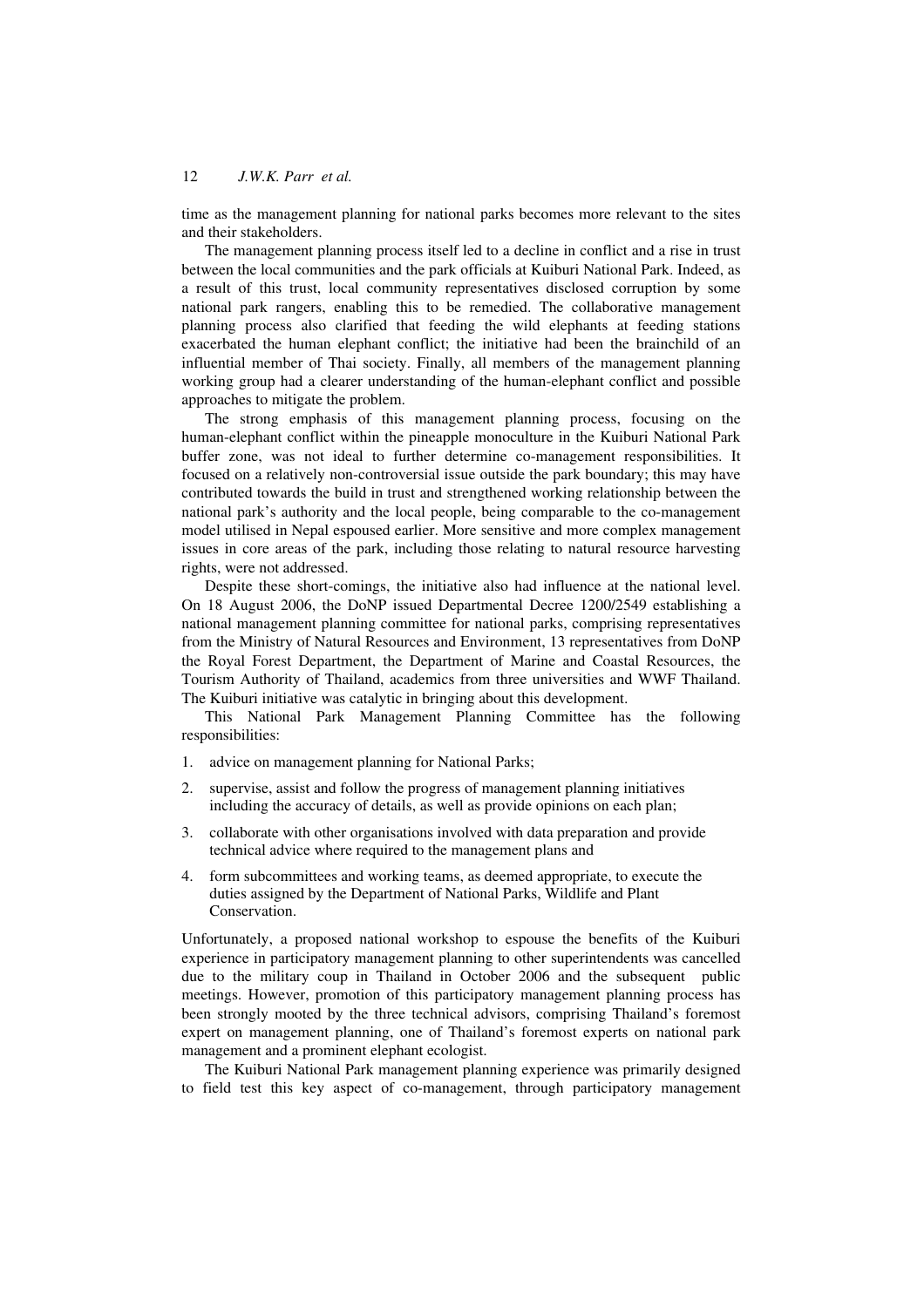time as the management planning for national parks becomes more relevant to the sites and their stakeholders.

The management planning process itself led to a decline in conflict and a rise in trust between the local communities and the park officials at Kuiburi National Park. Indeed, as a result of this trust, local community representatives disclosed corruption by some national park rangers, enabling this to be remedied. The collaborative management planning process also clarified that feeding the wild elephants at feeding stations exacerbated the human elephant conflict; the initiative had been the brainchild of an influential member of Thai society. Finally, all members of the management planning working group had a clearer understanding of the human-elephant conflict and possible approaches to mitigate the problem.

The strong emphasis of this management planning process, focusing on the human-elephant conflict within the pineapple monoculture in the Kuiburi National Park buffer zone, was not ideal to further determine co-management responsibilities. It focused on a relatively non-controversial issue outside the park boundary; this may have contributed towards the build in trust and strengthened working relationship between the national park's authority and the local people, being comparable to the co-management model utilised in Nepal espoused earlier. More sensitive and more complex management issues in core areas of the park, including those relating to natural resource harvesting rights, were not addressed.

Despite these short-comings, the initiative also had influence at the national level. On 18 August 2006, the DoNP issued Departmental Decree 1200/2549 establishing a national management planning committee for national parks, comprising representatives from the Ministry of Natural Resources and Environment, 13 representatives from DoNP the Royal Forest Department, the Department of Marine and Coastal Resources, the Tourism Authority of Thailand, academics from three universities and WWF Thailand. The Kuiburi initiative was catalytic in bringing about this development.

This National Park Management Planning Committee has the following responsibilities:

1. advice on management planning for National Parks;
2. supervise, assist and follow the progress of management planning initiatives including the accuracy of details, as well as provide opinions on each plan;
3. collaborate with other organisations involved with data preparation and provide technical advice where required to the management plans and
4. form subcommittees and working teams, as deemed appropriate, to execute the duties assigned by the Department of National Parks, Wildlife and Plant Conservation.

Unfortunately, a proposed national workshop to espouse the benefits of the Kuiburi experience in participatory management planning to other superintendents was cancelled due to the military coup in Thailand in October 2006 and the subsequent public meetings. However, promotion of this participatory management planning process has been strongly mooted by the three technical advisors, comprising Thailand's foremost expert on management planning, one of Thailand's foremost experts on national park management and a prominent elephant ecologist.

The Kuiburi National Park management planning experience was primarily designed to field test this key aspect of co-management, through participatory management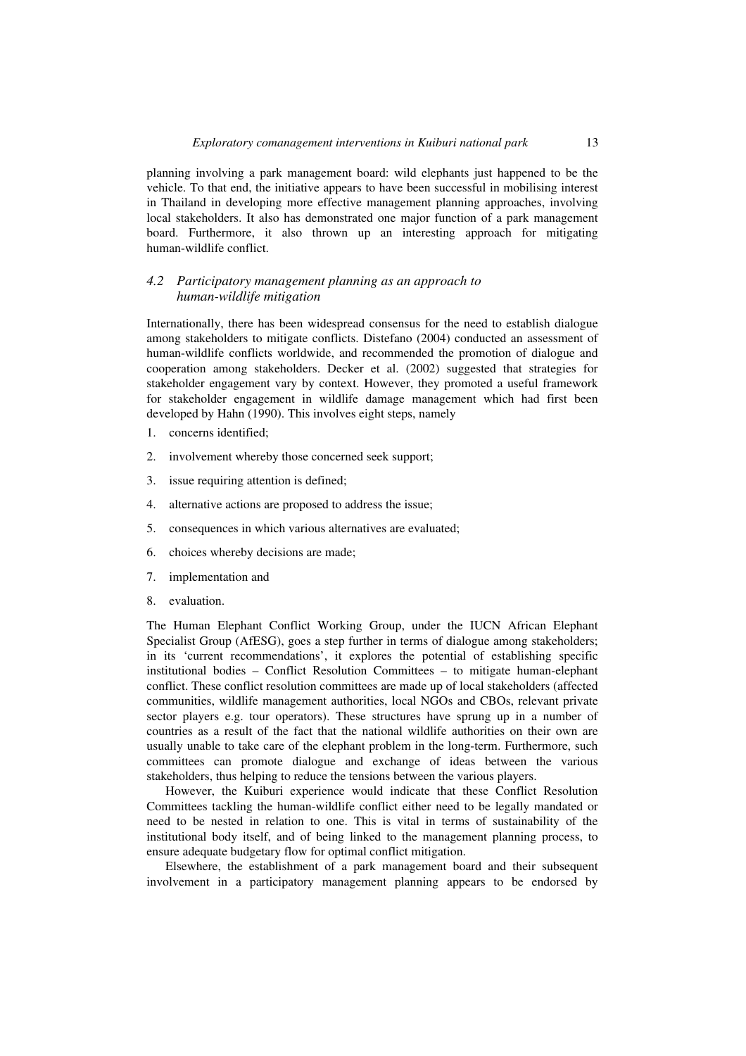planning involving a park management board: wild elephants just happened to be the vehicle. To that end, the initiative appears to have been successful in mobilising interest in Thailand in developing more effective management planning approaches, involving local stakeholders. It also has demonstrated one major function of a park management board. Furthermore, it also thrown up an interesting approach for mitigating human-wildlife conflict.

### *4.2 Participatory management planning as an approach to human-wildlife mitigation*

Internationally, there has been widespread consensus for the need to establish dialogue among stakeholders to mitigate conflicts. Distefano (2004) conducted an assessment of human-wildlife conflicts worldwide, and recommended the promotion of dialogue and cooperation among stakeholders. Decker et al. (2002) suggested that strategies for stakeholder engagement vary by context. However, they promoted a useful framework for stakeholder engagement in wildlife damage management which had first been developed by Hahn (1990). This involves eight steps, namely

1. concerns identified;
2. involvement whereby those concerned seek support;
3. issue requiring attention is defined;
4. alternative actions are proposed to address the issue;
5. consequences in which various alternatives are evaluated;
6. choices whereby decisions are made;
7. implementation and
8. evaluation.

The Human Elephant Conflict Working Group, under the IUCN African Elephant Specialist Group (AfESG), goes a step further in terms of dialogue among stakeholders; in its 'current recommendations', it explores the potential of establishing specific institutional bodies – Conflict Resolution Committees – to mitigate human-elephant conflict. These conflict resolution committees are made up of local stakeholders (affected communities, wildlife management authorities, local NGOs and CBOs, relevant private sector players e.g. tour operators). These structures have sprung up in a number of countries as a result of the fact that the national wildlife authorities on their own are usually unable to take care of the elephant problem in the long-term. Furthermore, such committees can promote dialogue and exchange of ideas between the various stakeholders, thus helping to reduce the tensions between the various players.

However, the Kuiburi experience would indicate that these Conflict Resolution Committees tackling the human-wildlife conflict either need to be legally mandated or need to be nested in relation to one. This is vital in terms of sustainability of the institutional body itself, and of being linked to the management planning process, to ensure adequate budgetary flow for optimal conflict mitigation.

Elsewhere, the establishment of a park management board and their subsequent involvement in a participatory management planning appears to be endorsed by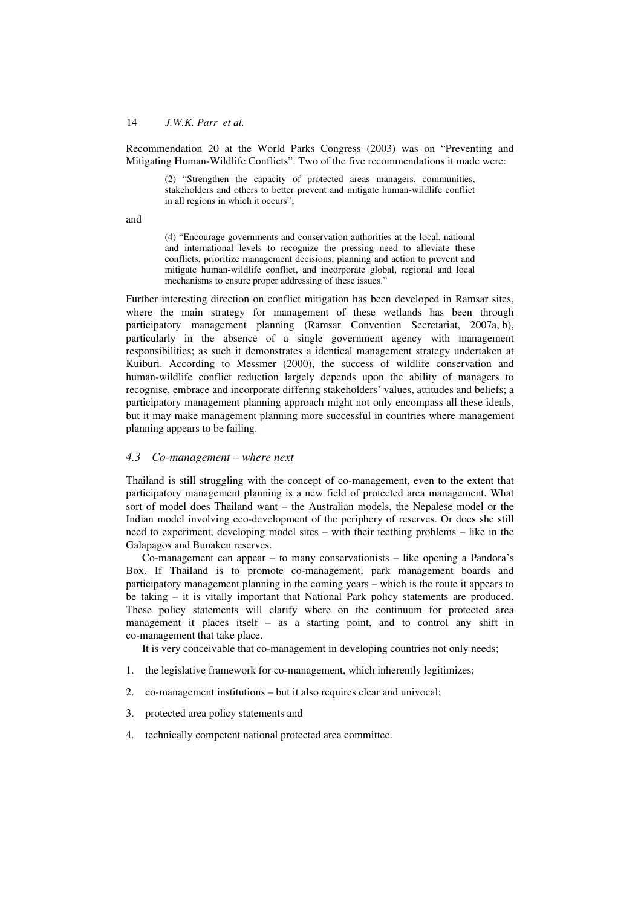Recommendation 20 at the World Parks Congress (2003) was on "Preventing and Mitigating Human-Wildlife Conflicts". Two of the five recommendations it made were:

> (2) "Strengthen the capacity of protected areas managers, communities, stakeholders and others to better prevent and mitigate human-wildlife conflict in all regions in which it occurs";

and

> (4) "Encourage governments and conservation authorities at the local, national and international levels to recognize the pressing need to alleviate these conflicts, prioritize management decisions, planning and action to prevent and mitigate human-wildlife conflict, and incorporate global, regional and local mechanisms to ensure proper addressing of these issues."

Further interesting direction on conflict mitigation has been developed in Ramsar sites, where the main strategy for management of these wetlands has been through participatory management planning (Ramsar Convention Secretariat, 2007a, b), particularly in the absence of a single government agency with management responsibilities; as such it demonstrates a identical management strategy undertaken at Kuiburi. According to Messmer (2000), the success of wildlife conservation and human-wildlife conflict reduction largely depends upon the ability of managers to recognise, embrace and incorporate differing stakeholders' values, attitudes and beliefs; a participatory management planning approach might not only encompass all these ideals, but it may make management planning more successful in countries where management planning appears to be failing.

### *4.3 Co-management – where next*

Thailand is still struggling with the concept of co-management, even to the extent that participatory management planning is a new field of protected area management. What sort of model does Thailand want – the Australian models, the Nepalese model or the Indian model involving eco-development of the periphery of reserves. Or does she still need to experiment, developing model sites – with their teething problems – like in the Galapagos and Bunaken reserves.

Co-management can appear – to many conservationists – like opening a Pandora's Box. If Thailand is to promote co-management, park management boards and participatory management planning in the coming years – which is the route it appears to be taking – it is vitally important that National Park policy statements are produced. These policy statements will clarify where on the continuum for protected area management it places itself – as a starting point, and to control any shift in co-management that take place.

It is very conceivable that co-management in developing countries not only needs;

1. the legislative framework for co-management, which inherently legitimizes;
2. co-management institutions – but it also requires clear and univocal;
3. protected area policy statements and
4. technically competent national protected area committee.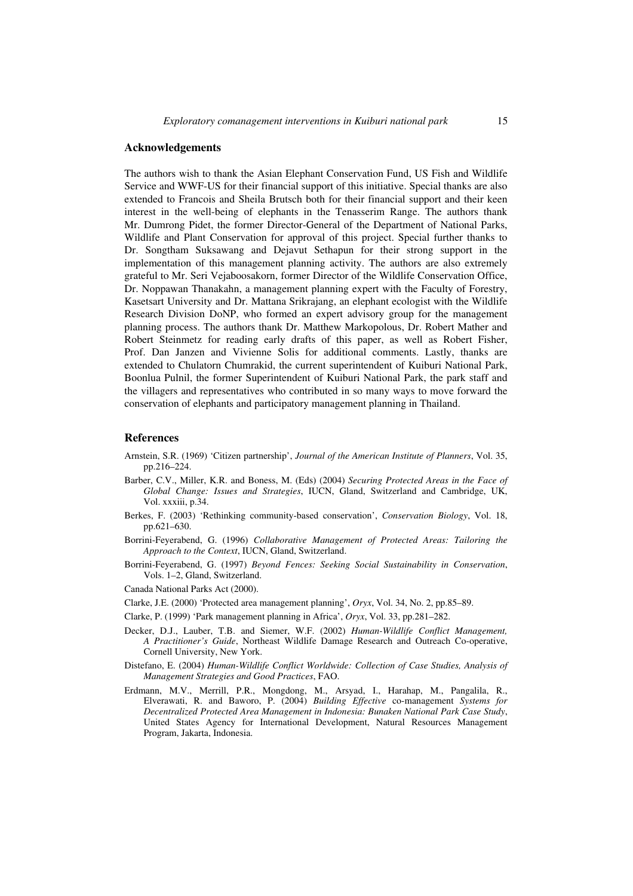## Acknowledgements

The authors wish to thank the Asian Elephant Conservation Fund, US Fish and Wildlife Service and WWF-US for their financial support of this initiative. Special thanks are also extended to Francois and Sheila Brutsch both for their financial support and their keen interest in the well-being of elephants in the Tenasserim Range. The authors thank Mr. Dumrong Pidet, the former Director-General of the Department of National Parks, Wildlife and Plant Conservation for approval of this project. Special further thanks to Dr. Songtham Suksawang and Dejavut Sethapun for their strong support in the implementation of this management planning activity. The authors are also extremely grateful to Mr. Seri Vejaboosakorn, former Director of the Wildlife Conservation Office, Dr. Noppawan Thanakahn, a management planning expert with the Faculty of Forestry, Kasetsart University and Dr. Mattana Srikrajang, an elephant ecologist with the Wildlife Research Division DoNP, who formed an expert advisory group for the management planning process. The authors thank Dr. Matthew Markopolous, Dr. Robert Mather and Robert Steinmetz for reading early drafts of this paper, as well as Robert Fisher, Prof. Dan Janzen and Vivienne Solis for additional comments. Lastly, thanks are extended to Chulatorn Chumrakid, the current superintendent of Kuiburi National Park, Boonlua Pulnil, the former Superintendent of Kuiburi National Park, the park staff and the villagers and representatives who contributed in so many ways to move forward the conservation of elephants and participatory management planning in Thailand.

## References

Arnstein, S.R. (1969) 'Citizen partnership', *Journal of the American Institute of Planners*, Vol. 35, pp.216–224.

Barber, C.V., Miller, K.R. and Boness, M. (Eds) (2004) *Securing Protected Areas in the Face of Global Change: Issues and Strategies*, IUCN, Gland, Switzerland and Cambridge, UK, Vol. xxxiii, p.34.

Berkes, F. (2003) 'Rethinking community-based conservation', *Conservation Biology*, Vol. 18, pp.621–630.

Borrini-Feyerabend, G. (1996) *Collaborative Management of Protected Areas: Tailoring the Approach to the Context*, IUCN, Gland, Switzerland.

Borrini-Feyerabend, G. (1997) *Beyond Fences: Seeking Social Sustainability in Conservation*, Vols. 1–2, Gland, Switzerland.

Canada National Parks Act (2000).

Clarke, J.E. (2000) 'Protected area management planning', *Oryx*, Vol. 34, No. 2, pp.85–89.

Clarke, P. (1999) 'Park management planning in Africa', *Oryx*, Vol. 33, pp.281–282.

Decker, D.J., Lauber, T.B. and Siemer, W.F. (2002) *Human-Wildlife Conflict Management, A Practitioner's Guide*, Northeast Wildlife Damage Research and Outreach Co-operative, Cornell University, New York.

Distefano, E. (2004) *Human-Wildlife Conflict Worldwide: Collection of Case Studies, Analysis of Management Strategies and Good Practices*, FAO.

Erdmann, M.V., Merrill, P.R., Mongdong, M., Arsyad, I., Harahap, M., Pangalila, R., Elverawati, R. and Baworo, P. (2004) *Building Effective* co-management *Systems for Decentralized Protected Area Management in Indonesia: Bunaken National Park Case Study*, United States Agency for International Development, Natural Resources Management Program, Jakarta, Indonesia.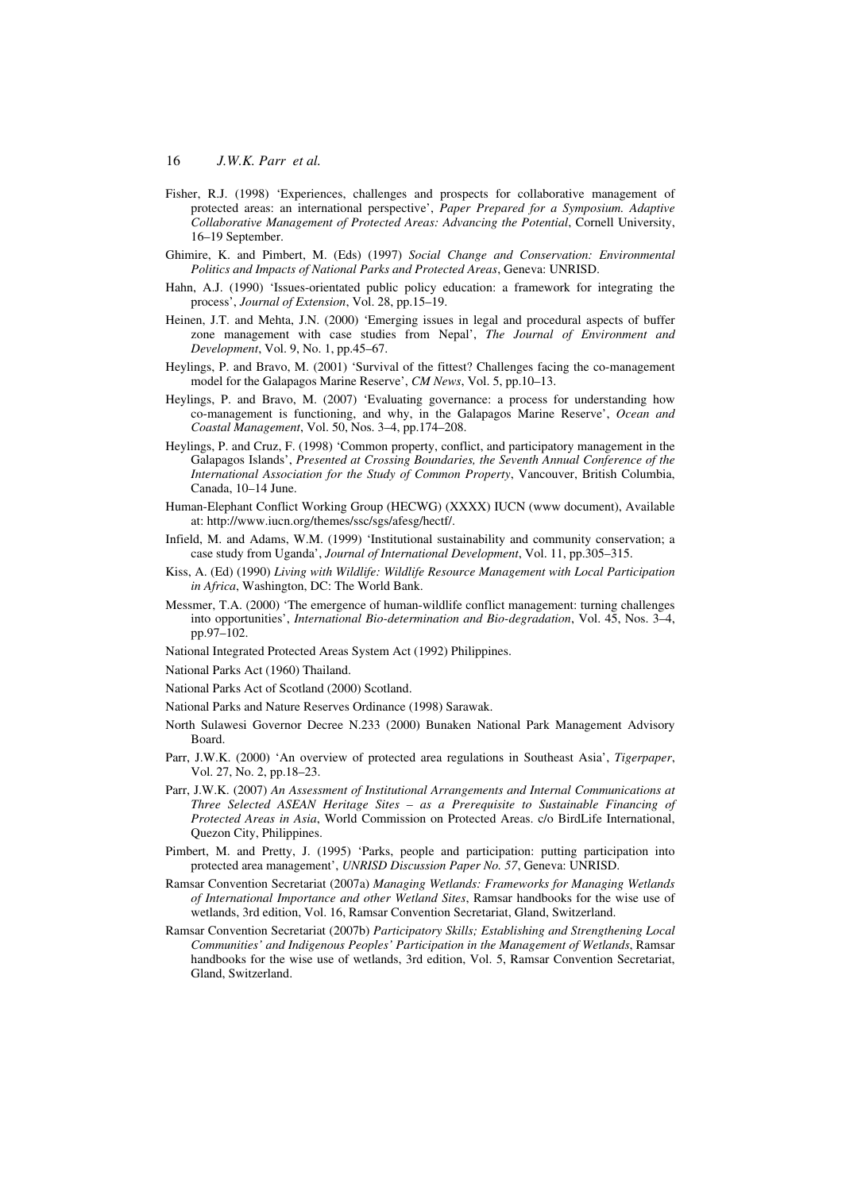Fisher, R.J. (1998) 'Experiences, challenges and prospects for collaborative management of protected areas: an international perspective', *Paper Prepared for a Symposium. Adaptive Collaborative Management of Protected Areas: Advancing the Potential*, Cornell University, 16–19 September.

Ghimire, K. and Pimbert, M. (Eds) (1997) *Social Change and Conservation: Environmental Politics and Impacts of National Parks and Protected Areas*, Geneva: UNRISD.

Hahn, A.J. (1990) 'Issues-orientated public policy education: a framework for integrating the process', *Journal of Extension*, Vol. 28, pp.15–19.

Heinen, J.T. and Mehta, J.N. (2000) 'Emerging issues in legal and procedural aspects of buffer zone management with case studies from Nepal', *The Journal of Environment and Development*, Vol. 9, No. 1, pp.45–67.

Heylings, P. and Bravo, M. (2001) 'Survival of the fittest? Challenges facing the co-management model for the Galapagos Marine Reserve', *CM News*, Vol. 5, pp.10–13.

Heylings, P. and Bravo, M. (2007) 'Evaluating governance: a process for understanding how co-management is functioning, and why, in the Galapagos Marine Reserve', *Ocean and Coastal Management*, Vol. 50, Nos. 3–4, pp.174–208.

Heylings, P. and Cruz, F. (1998) 'Common property, conflict, and participatory management in the Galapagos Islands', *Presented at Crossing Boundaries, the Seventh Annual Conference of the International Association for the Study of Common Property*, Vancouver, British Columbia, Canada, 10–14 June.

Human-Elephant Conflict Working Group (HECWG) (XXXX) IUCN (www document), Available at: http://www.iucn.org/themes/ssc/sgs/afesg/hectf/.

Infield, M. and Adams, W.M. (1999) 'Institutional sustainability and community conservation; a case study from Uganda', *Journal of International Development*, Vol. 11, pp.305–315.

Kiss, A. (Ed) (1990) *Living with Wildlife: Wildlife Resource Management with Local Participation in Africa*, Washington, DC: The World Bank.

Messmer, T.A. (2000) 'The emergence of human-wildlife conflict management: turning challenges into opportunities', *International Bio-determination and Bio-degradation*, Vol. 45, Nos. 3–4, pp.97–102.

National Integrated Protected Areas System Act (1992) Philippines.

National Parks Act (1960) Thailand.

National Parks Act of Scotland (2000) Scotland.

National Parks and Nature Reserves Ordinance (1998) Sarawak.

North Sulawesi Governor Decree N.233 (2000) Bunaken National Park Management Advisory Board.

Parr, J.W.K. (2000) 'An overview of protected area regulations in Southeast Asia', *Tigerpaper*, Vol. 27, No. 2, pp.18–23.

Parr, J.W.K. (2007) *An Assessment of Institutional Arrangements and Internal Communications at Three Selected ASEAN Heritage Sites – as a Prerequisite to Sustainable Financing of Protected Areas in Asia*, World Commission on Protected Areas. c/o BirdLife International, Quezon City, Philippines.

Pimbert, M. and Pretty, J. (1995) 'Parks, people and participation: putting participation into protected area management', *UNRISD Discussion Paper No. 57*, Geneva: UNRISD.

Ramsar Convention Secretariat (2007a) *Managing Wetlands: Frameworks for Managing Wetlands of International Importance and other Wetland Sites*, Ramsar handbooks for the wise use of wetlands, 3rd edition, Vol. 16, Ramsar Convention Secretariat, Gland, Switzerland.

Ramsar Convention Secretariat (2007b) *Participatory Skills; Establishing and Strengthening Local Communities' and Indigenous Peoples' Participation in the Management of Wetlands*, Ramsar handbooks for the wise use of wetlands, 3rd edition, Vol. 5, Ramsar Convention Secretariat, Gland, Switzerland.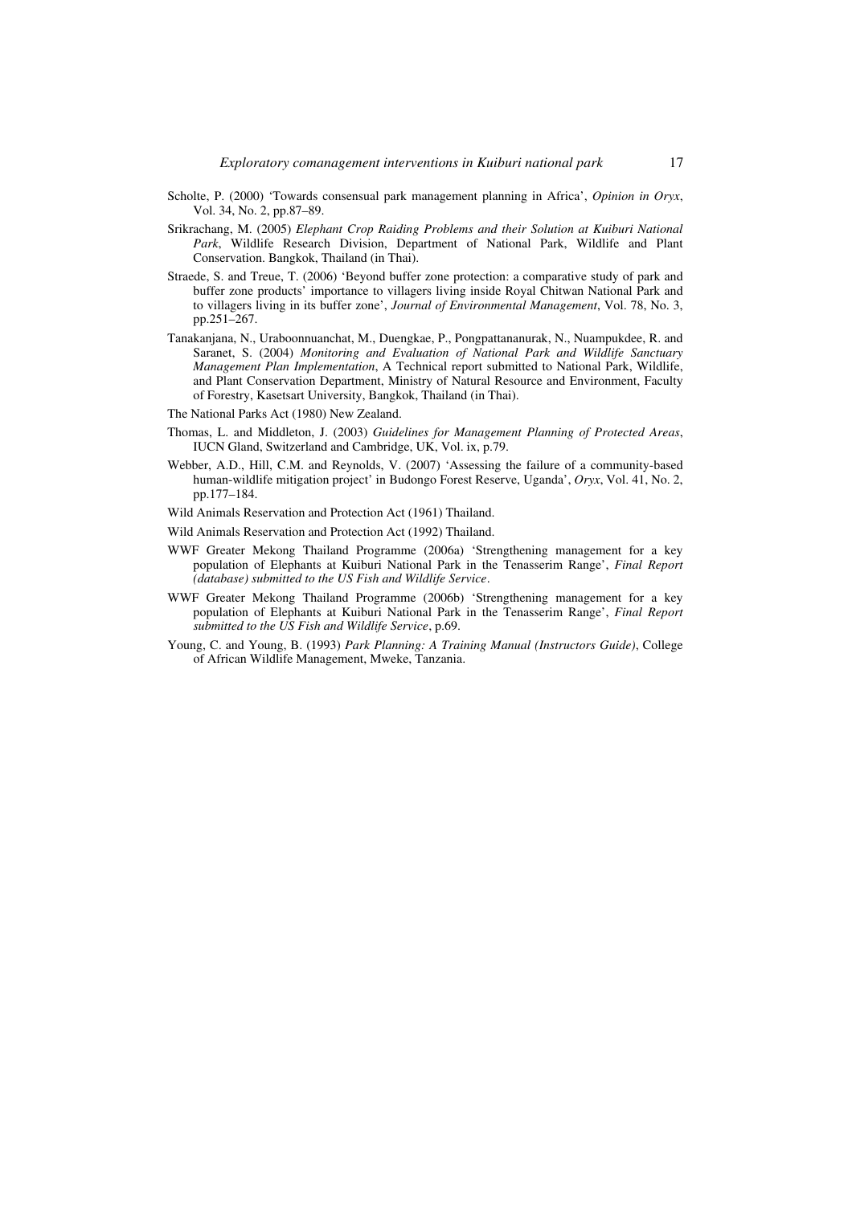Scholte, P. (2000) 'Towards consensual park management planning in Africa', *Opinion in Oryx*, Vol. 34, No. 2, pp.87–89.

Srikrachang, M. (2005) *Elephant Crop Raiding Problems and their Solution at Kuiburi National Park*, Wildlife Research Division, Department of National Park, Wildlife and Plant Conservation. Bangkok, Thailand (in Thai).

Straede, S. and Treue, T. (2006) 'Beyond buffer zone protection: a comparative study of park and buffer zone products' importance to villagers living inside Royal Chitwan National Park and to villagers living in its buffer zone', *Journal of Environmental Management*, Vol. 78, No. 3, pp.251–267.

Tanakanjana, N., Uraboonnuanchat, M., Duengkae, P., Pongpattananurak, N., Nuampukdee, R. and Saranet, S. (2004) *Monitoring and Evaluation of National Park and Wildlife Sanctuary Management Plan Implementation*, A Technical report submitted to National Park, Wildlife, and Plant Conservation Department, Ministry of Natural Resource and Environment, Faculty of Forestry, Kasetsart University, Bangkok, Thailand (in Thai).

The National Parks Act (1980) New Zealand.

Thomas, L. and Middleton, J. (2003) *Guidelines for Management Planning of Protected Areas*, IUCN Gland, Switzerland and Cambridge, UK, Vol. ix, p.79.

Webber, A.D., Hill, C.M. and Reynolds, V. (2007) 'Assessing the failure of a community-based human-wildlife mitigation project' in Budongo Forest Reserve, Uganda', *Oryx*, Vol. 41, No. 2, pp.177–184.

Wild Animals Reservation and Protection Act (1961) Thailand.

Wild Animals Reservation and Protection Act (1992) Thailand.

WWF Greater Mekong Thailand Programme (2006a) 'Strengthening management for a key population of Elephants at Kuiburi National Park in the Tenasserim Range', *Final Report (database) submitted to the US Fish and Wildlife Service*.

WWF Greater Mekong Thailand Programme (2006b) 'Strengthening management for a key population of Elephants at Kuiburi National Park in the Tenasserim Range', *Final Report submitted to the US Fish and Wildlife Service*, p.69.

Young, C. and Young, B. (1993) *Park Planning: A Training Manual (Instructors Guide)*, College of African Wildlife Management, Mweke, Tanzania.